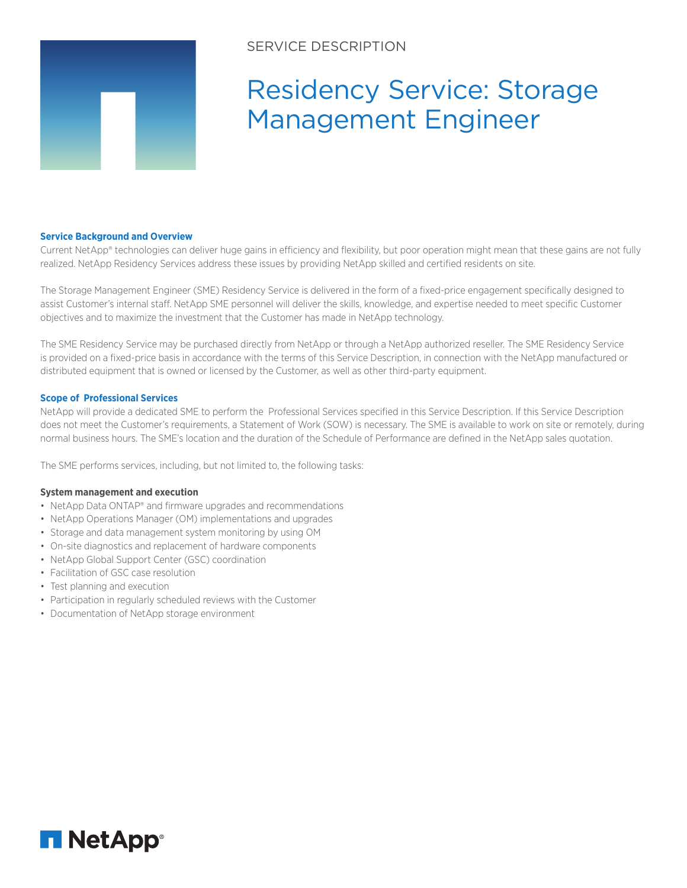SERVICE DESCRIPTION

# Residency Service: Storage Management Engineer

### Service Background and Overview

Current NetApp® technologies can deliver huge gains in efficiency and flexibility, but poor operation might mean that these gains are not fully realized. NetApp Residency Services address these issues by providing NetApp skilled and certified residents on site.

The Storage Management Engineer (SME) Residency Service is delivered in the form of a fixed-price engagement specifically designed to assist Customer's internal staff. NetApp SME personnel will deliver the skills, knowledge, and expertise needed to meet specific Customer objectives and to maximize the investment that the Customer has made in NetApp technology.

The SME Residency Service may be purchased directly from NetApp or through a NetApp authorized reseller. The SME Residency Service is provided on a fixed-price basis in accordance with the terms of this Service Description, in connection with the NetApp manufactured or distributed equipment that is owned or licensed by the Customer, as well as other third-party equipment.

### Scope of Professional Services

NetApp will provide a dedicated SME to perform the Professional Services specified in this Service Description. If this Service Description does not meet the Customer's requirements, a Statement of Work (SOW) is necessary. The SME is available to work on site or remotely, during normal business hours. The SME's location and the duration of the Schedule of Performance are defined in the NetApp sales quotation.

The SME performs services, including, but not limited to, the following tasks:

**System management and execution**

- NetApp Data ONTAP® and firmware upgrades and recommendations
- NetApp Operations Manager (OM) implementations and upgrades
- Storage and data management system monitoring by using OM
- On-site diagnostics and replacement of hardware components
- NetApp Global Support Center (GSC) coordination
- Facilitation of GSC case resolution
- Test planning and execution
- Participation in regularly scheduled reviews with the Customer
- Documentation of NetApp storage environment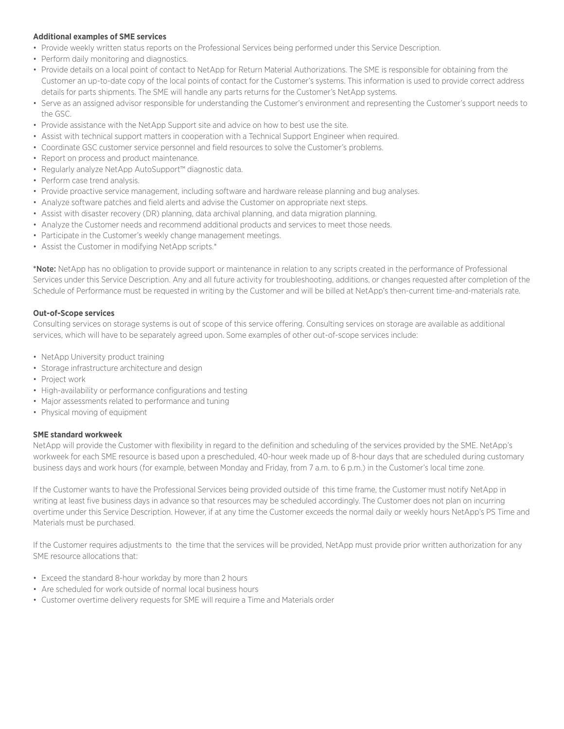### Additional examples of SME services

- Provide weekly written status reports on the Professional Services being performed under this Service Description.
- Perform daily monitoring and diagnostics.
- Provide details on a local point of contact to NetApp for Return Material Authorizations. The SME is responsible for obtaining from the Customer an up-to-date copy of the local points of contact for the Customer's systems. This information is used to provide correct address details for parts shipments. The SME will handle any parts returns for the Customer's NetApp systems.
- Serve as an assigned advisor responsible for understanding the Customer's environment and representing the Customer's support needs to the GSC.
- Provide assistance with the NetApp Support site and advice on how to best use the site.
- Assist with technical support matters in cooperation with a Technical Support Engineer when required.
- Coordinate GSC customer service personnel and field resources to solve the Customer's problems.
- Report on process and product maintenance.
- Regularly analyze NetApp AutoSupport™ diagnostic data.
- Perform case trend analysis.
- Provide proactive service management, including software and hardware release planning and bug analyses.
- Analyze software patches and field alerts and advise the Customer on appropriate next steps.
- Assist with disaster recovery (DR) planning, data archival planning, and data migration planning.
- Analyze the Customer needs and recommend additional products and services to meet those needs.
- Participate in the Customer's weekly change management meetings.
- Assist the Customer in modifying NetApp scripts.*

***Note:** NetApp has no obligation to provide support or maintenance in relation to any scripts created in the performance of Professional Services under this Service Description. Any and all future activity for troubleshooting, additions, or changes requested after completion of the Schedule of Performance must be requested in writing by the Customer and will be billed at NetApp's then-current time-and-materials rate.

### Out-of-Scope services

Consulting services on storage systems is out of scope of this service offering. Consulting services on storage are available as additional services, which will have to be separately agreed upon. Some examples of other out-of-scope services include:

- NetApp University product training
- Storage infrastructure architecture and design
- Project work
- High-availability or performance configurations and testing
- Major assessments related to performance and tuning
- Physical moving of equipment

### SME standard workweek

NetApp will provide the Customer with flexibility in regard to the definition and scheduling of the services provided by the SME. NetApp's workweek for each SME resource is based upon a prescheduled, 40-hour week made up of 8-hour days that are scheduled during customary business days and work hours (for example, between Monday and Friday, from 7 a.m. to 6 p.m.) in the Customer's local time zone.

If the Customer wants to have the Professional Services being provided outside of this time frame, the Customer must notify NetApp in writing at least five business days in advance so that resources may be scheduled accordingly. The Customer does not plan on incurring overtime under this Service Description. However, if at any time the Customer exceeds the normal daily or weekly hours NetApp's PS Time and Materials must be purchased.

If the Customer requires adjustments to the time that the services will be provided, NetApp must provide prior written authorization for any SME resource allocations that:

- Exceed the standard 8-hour workday by more than 2 hours
- Are scheduled for work outside of normal local business hours
- Customer overtime delivery requests for SME will require a Time and Materials order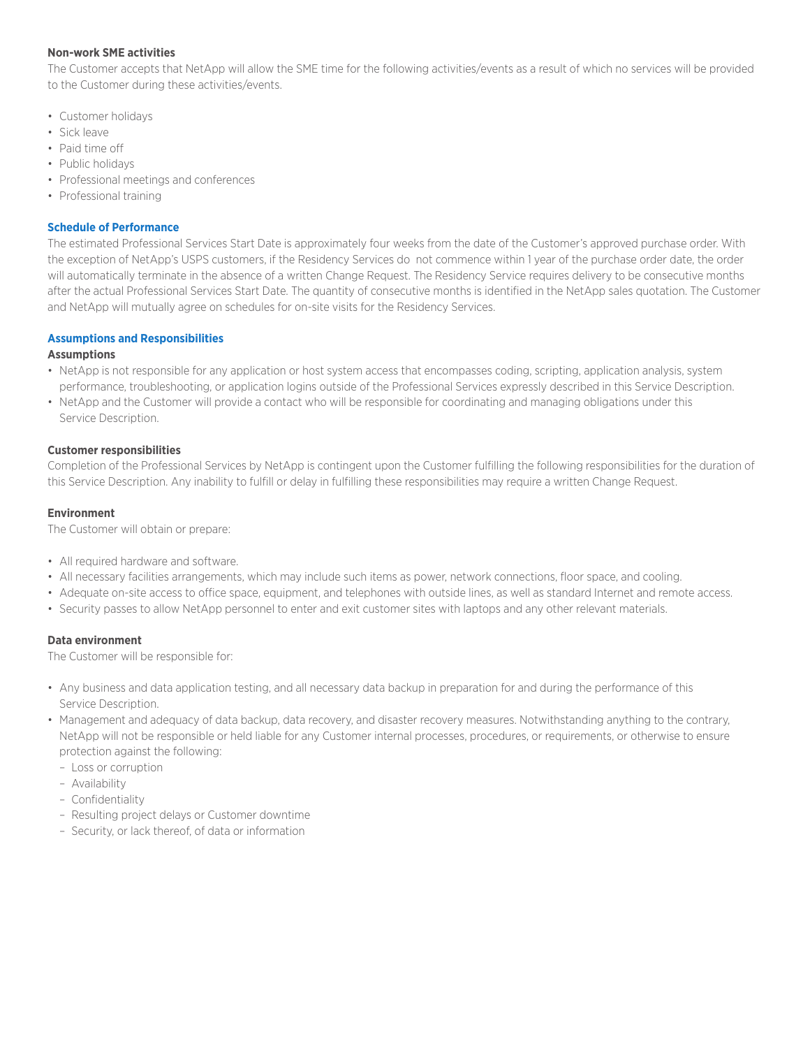**Non-work SME activities**

The Customer accepts that NetApp will allow the SME time for the following activities/events as a result of which no services will be provided to the Customer during these activities/events.

- Customer holidays
- Sick leave
- Paid time off
- Public holidays
- Professional meetings and conferences
- Professional training

## Schedule of Performance

The estimated Professional Services Start Date is approximately four weeks from the date of the Customer's approved purchase order. With the exception of NetApp's USPS customers, if the Residency Services do not commence within 1 year of the purchase order date, the order will automatically terminate in the absence of a written Change Request. The Residency Service requires delivery to be consecutive months after the actual Professional Services Start Date. The quantity of consecutive months is identified in the NetApp sales quotation. The Customer and NetApp will mutually agree on schedules for on-site visits for the Residency Services.

## Assumptions and Responsibilities

### Assumptions

- NetApp is not responsible for any application or host system access that encompasses coding, scripting, application analysis, system performance, troubleshooting, or application logins outside of the Professional Services expressly described in this Service Description.
- NetApp and the Customer will provide a contact who will be responsible for coordinating and managing obligations under this Service Description.

### Customer responsibilities

Completion of the Professional Services by NetApp is contingent upon the Customer fulfilling the following responsibilities for the duration of this Service Description. Any inability to fulfill or delay in fulfilling these responsibilities may require a written Change Request.

**Environment**

The Customer will obtain or prepare:

- All required hardware and software.
- All necessary facilities arrangements, which may include such items as power, network connections, floor space, and cooling.
- Adequate on-site access to office space, equipment, and telephones with outside lines, as well as standard Internet and remote access.
- Security passes to allow NetApp personnel to enter and exit customer sites with laptops and any other relevant materials.

**Data environment**

The Customer will be responsible for:

- Any business and data application testing, and all necessary data backup in preparation for and during the performance of this Service Description.
- Management and adequacy of data backup, data recovery, and disaster recovery measures. Notwithstanding anything to the contrary, NetApp will not be responsible or held liable for any Customer internal processes, procedures, or requirements, or otherwise to ensure protection against the following:
  - Loss or corruption
  - Availability
  - Confidentiality
  - Resulting project delays or Customer downtime
  - Security, or lack thereof, of data or information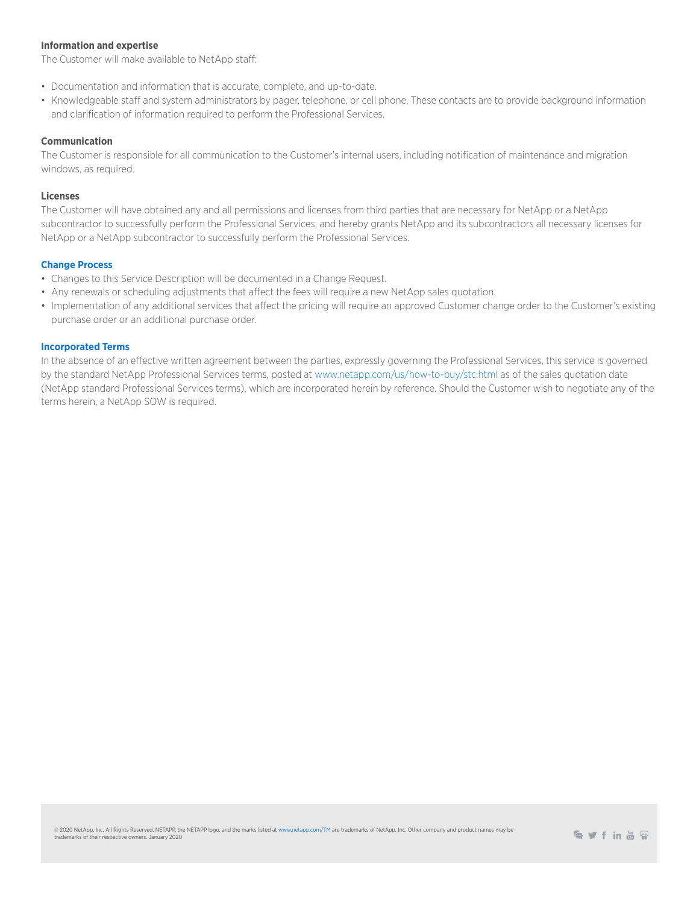**Information and expertise**

The Customer will make available to NetApp staff:

- Documentation and information that is accurate, complete, and up-to-date.
- Knowledgeable staff and system administrators by pager, telephone, or cell phone. These contacts are to provide background information and clarification of information required to perform the Professional Services.

**Communication**

The Customer is responsible for all communication to the Customer's internal users, including notification of maintenance and migration windows, as required.

**Licenses**

The Customer will have obtained any and all permissions and licenses from third parties that are necessary for NetApp or a NetApp subcontractor to successfully perform the Professional Services, and hereby grants NetApp and its subcontractors all necessary licenses for NetApp or a NetApp subcontractor to successfully perform the Professional Services.

## Change Process

- Changes to this Service Description will be documented in a Change Request.
- Any renewals or scheduling adjustments that affect the fees will require a new NetApp sales quotation.
- Implementation of any additional services that affect the pricing will require an approved Customer change order to the Customer's existing purchase order or an additional purchase order.

## Incorporated Terms

In the absence of an effective written agreement between the parties, expressly governing the Professional Services, this service is governed by the standard NetApp Professional Services terms, posted at www.netapp.com/us/how-to-buy/stc.html as of the sales quotation date (NetApp standard Professional Services terms), which are incorporated herein by reference. Should the Customer wish to negotiate any of the terms herein, a NetApp SOW is required.

© 2020 NetApp, Inc. All Rights Reserved. NETAPP, the NETAPP logo, and the marks listed at www.netapp.com/TM are trademarks of NetApp, Inc. Other company and product names may be trademarks of their respective owners. January 2020